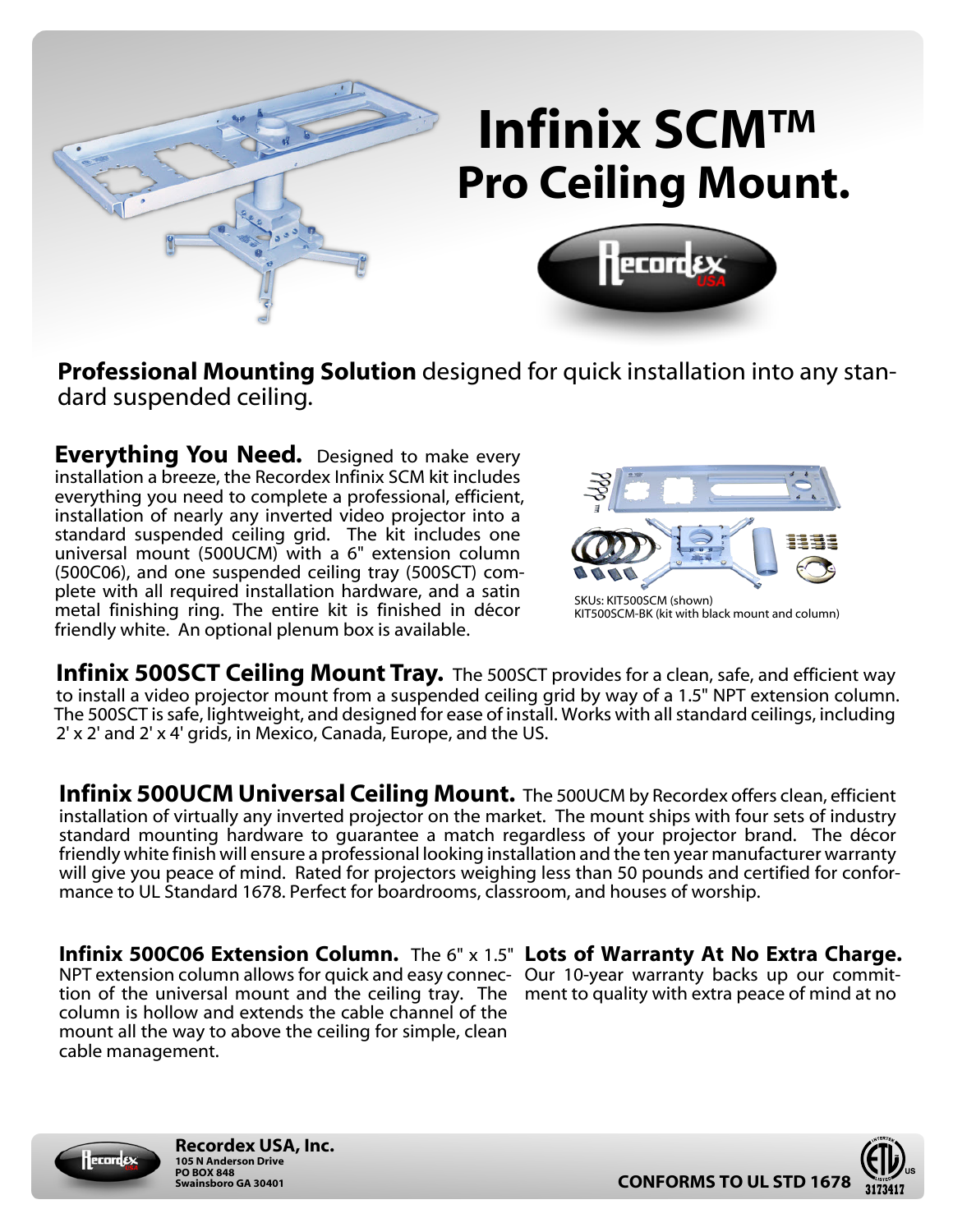# Infinix SCM™
## Pro Ceiling Mount.

**Professional Mounting Solution** designed for quick installation into any standard suspended ceiling.

**Everything You Need.** Designed to make every installation a breeze, the Recordex Infinix SCM kit includes everything you need to complete a professional, efficient, installation of nearly any inverted video projector into a standard suspended ceiling grid. The kit includes one universal mount (500UCM) with a 6" extension column (500C06), and one suspended ceiling tray (500SCT) complete with all required installation hardware, and a satin metal finishing ring. The entire kit is finished in décor friendly white. An optional plenum box is available.

SKUs: KIT500SCM (shown)
KIT500SCM-BK (kit with black mount and column)

**Infinix 500SCT Ceiling Mount Tray.** The 500SCT provides for a clean, safe, and efficient way to install a video projector mount from a suspended ceiling grid by way of a 1.5" NPT extension column. The 500SCT is safe, lightweight, and designed for ease of install. Works with all standard ceilings, including 2' x 2' and 2' x 4' grids, in Mexico, Canada, Europe, and the US.

**Infinix 500UCM Universal Ceiling Mount.** The 500UCM by Recordex offers clean, efficient installation of virtually any inverted projector on the market. The mount ships with four sets of industry standard mounting hardware to guarantee a match regardless of your projector brand. The décor friendly white finish will ensure a professional looking installation and the ten year manufacturer warranty will give you peace of mind. Rated for projectors weighing less than 50 pounds and certified for conformance to UL Standard 1678. Perfect for boardrooms, classroom, and houses of worship.

**Infinix 500C06 Extension Column.** The 6" x 1.5" NPT extension column allows for quick and easy connection of the universal mount and the ceiling tray. The column is hollow and extends the cable channel of the mount all the way to above the ceiling for simple, clean cable management.

**Lots of Warranty At No Extra Charge.** Our 10-year warranty backs up our commitment to quality with extra peace of mind at no

**Recordex USA, Inc.**
**105 N Anderson Drive**
**PO BOX 848**
**Swainsboro GA 30401**

**CONFORMS TO UL STD 1678**

3173417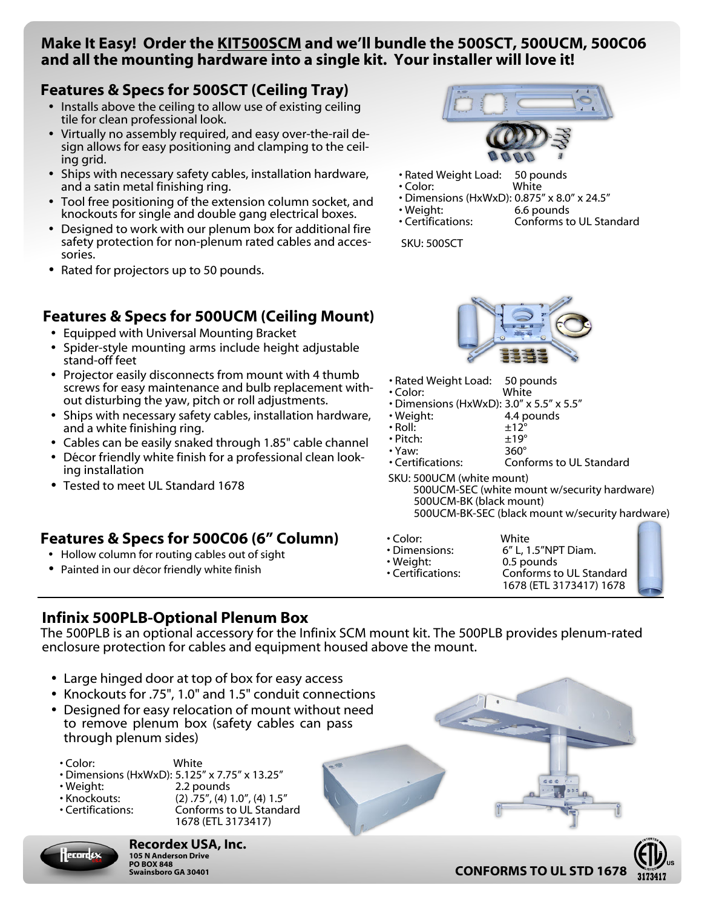**Make It Easy! Order the KIT500SCM and we'll bundle the 500SCT, 500UCM, 500C06 and all the mounting hardware into a single kit. Your installer will love it!**

## Features & Specs for 500SCT (Ceiling Tray)

- Installs above the ceiling to allow use of existing ceiling tile for clean professional look.
- Virtually no assembly required, and easy over-the-rail design allows for easy positioning and clamping to the ceiling grid.
- Ships with necessary safety cables, installation hardware, and a satin metal finishing ring.
- Tool free positioning of the extension column socket, and knockouts for single and double gang electrical boxes.
- Designed to work with our plenum box for additional fire safety protection for non-plenum rated cables and accessories.
- Rated for projectors up to 50 pounds.

| | |
|---|---|
| • Rated Weight Load: | 50 pounds |
| • Color: | White |
| • Dimensions (HxWxD): | 0.875" x 8.0" x 24.5" |
| • Weight: | 6.6 pounds |
| • Certifications: | Conforms to UL Standard |

SKU: 500SCT

## Features & Specs for 500UCM (Ceiling Mount)

- Equipped with Universal Mounting Bracket
- Spider-style mounting arms include height adjustable stand-off feet
- Projector easily disconnects from mount with 4 thumb screws for easy maintenance and bulb replacement without disturbing the yaw, pitch or roll adjustments.
- Ships with necessary safety cables, installation hardware, and a white finishing ring.
- Cables can be easily snaked through 1.85" cable channel
- Décor friendly white finish for a professional clean looking installation
- Tested to meet UL Standard 1678

| | |
|---|---|
| • Rated Weight Load: | 50 pounds |
| • Color: | White |
| • Dimensions (HxWxD): | 3.0" x 5.5" x 5.5" |
| • Weight: | 4.4 pounds |
| • Roll: | ±12° |
| • Pitch: | ±19° |
| • Yaw: | 360° |
| • Certifications: | Conforms to UL Standard |

SKU: 500UCM (white mount)
500UCM-SEC (white mount w/security hardware)
500UCM-BK (black mount)
500UCM-BK-SEC (black mount w/security hardware)

## Features & Specs for 500C06 (6" Column)

- Hollow column for routing cables out of sight
- Painted in our décor friendly white finish

| | |
|---|---|
| • Color: | White |
| • Dimensions: | 6" L, 1.5"NPT Diam. |
| • Weight: | 0.5 pounds |
| • Certifications: | Conforms to UL Standard 1678 (ETL 3173417) 1678 |

## Infinix 500PLB-Optional Plenum Box

The 500PLB is an optional accessory for the Infinix SCM mount kit. The 500PLB provides plenum-rated enclosure protection for cables and equipment housed above the mount.

- Large hinged door at top of box for easy access
- Knockouts for .75", 1.0" and 1.5" conduit connections
- Designed for easy relocation of mount without need to remove plenum box (safety cables can pass through plenum sides)

| | |
|---|---|
| • Color: | White |
| • Dimensions (HxWxD): | 5.125" x 7.75" x 13.25" |
| • Weight: | 2.2 pounds |
| • Knockouts: | (2) .75", (4) 1.0", (4) 1.5" |
| • Certifications: | Conforms to UL Standard 1678 (ETL 3173417) |

**Recordex USA, Inc.**
105 N Anderson Drive
PO BOX 848
Swainsboro GA 30401

**CONFORMS TO UL STD 1678**

3173417